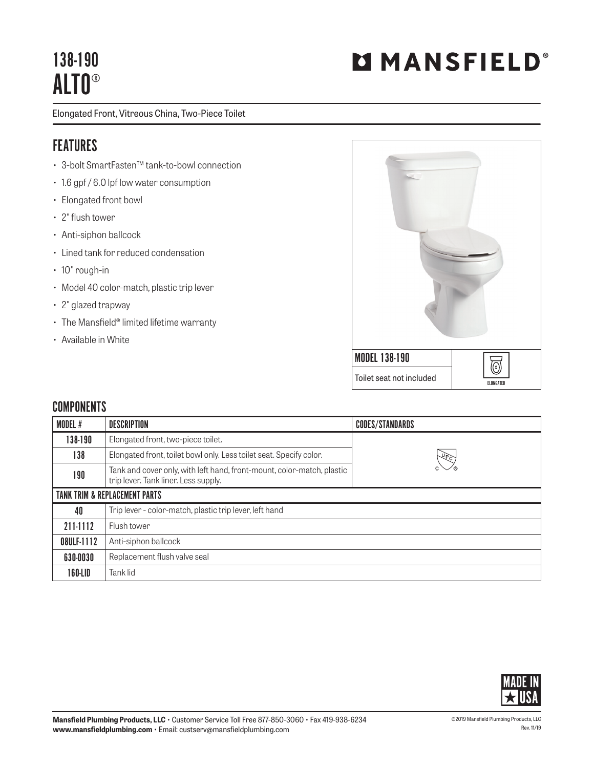# 138-190 ALTO®

**MANSFIELD®**

Elongated Front, Vitreous China, Two-Piece Toilet

## FEATURES

- 3-bolt SmartFasten™ tank-to-bowl connection
- 1.6 gpf / 6.0 lpf low water consumption
- Elongated front bowl
- 2" flush tower
- Anti-siphon ballcock
- Lined tank for reduced condensation
- 10" rough-in
- Model 40 color-match, plastic trip lever
- 2" glazed trapway
- The Mansfield® limited lifetime warranty
- Available in White

MODEL 138-190

Toilet seat not included

ELONGATED

## COMPONENTS

| MODEL # | DESCRIPTION | CODES/STANDARDS |
|---|---|---|
| 138-190 | Elongated front, two-piece toilet. | cUPC® |
| 138 | Elongated front, toilet bowl only. Less toilet seat. Specify color. | |
| 190 | Tank and cover only, with left hand, front-mount, color-match, plastic trip lever. Tank liner. Less supply. | |
| **TANK TRIM & REPLACEMENT PARTS** | | |
| 40 | Trip lever - color-match, plastic trip lever, left hand | |
| 211-1112 | Flush tower | |
| 08ULF-1112 | Anti-siphon ballcock | |
| 630-0030 | Replacement flush valve seal | |
| 160-LID | Tank lid | |

MADE IN USA

**Mansfield Plumbing Products, LLC** • Customer Service Toll Free 877-850-3060 • Fax 419-938-6234
**www.mansfieldplumbing.com** • Email: custserv@mansfieldplumbing.com

©2019 Mansfield Plumbing Products, LLC
Rev. 11/19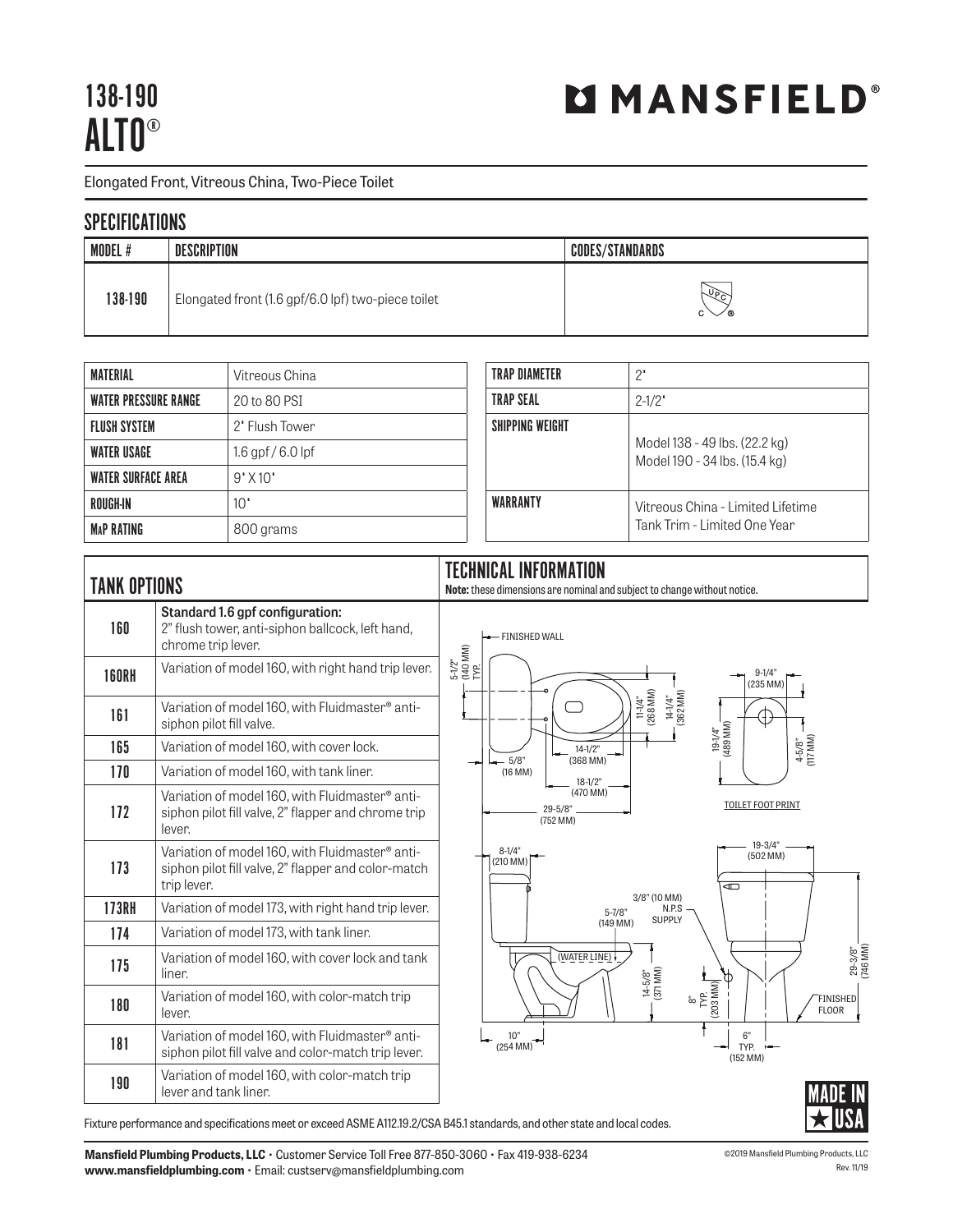# 138-190 ALTO®

**MANSFIELD®**

Elongated Front, Vitreous China, Two-Piece Toilet

## SPECIFICATIONS

| MODEL # | DESCRIPTION | CODES/STANDARDS |
|---|---|---|
| 138-190 | Elongated front (1.6 gpf/6.0 lpf) two-piece toilet | UPC |

| | |
|---|---|
| MATERIAL | Vitreous China |
| WATER PRESSURE RANGE | 20 to 80 PSI |
| FLUSH SYSTEM | 2" Flush Tower |
| WATER USAGE | 1.6 gpf / 6.0 lpf |
| WATER SURFACE AREA | 9" X 10" |
| ROUGH-IN | 10" |
| MAP RATING | 800 grams |

| | |
|---|---|
| TRAP DIAMETER | 2" |
| TRAP SEAL | 2-1/2" |
| SHIPPING WEIGHT | Model 138 - 49 lbs. (22.2 kg)<br>Model 190 - 34 lbs. (15.4 kg) |
| WARRANTY | Vitreous China - Limited Lifetime<br>Tank Trim - Limited One Year |

## TANK OPTIONS

| | |
|---|---|
| 160 | **Standard 1.6 gpf configuration:** 2" flush tower, anti-siphon ballcock, left hand, chrome trip lever. |
| 160RH | Variation of model 160, with right hand trip lever. |
| 161 | Variation of model 160, with Fluidmaster® anti-siphon pilot fill valve. |
| 165 | Variation of model 160, with cover lock. |
| 170 | Variation of model 160, with tank liner. |
| 172 | Variation of model 160, with Fluidmaster® anti-siphon pilot fill valve, 2" flapper and chrome trip lever. |
| 173 | Variation of model 160, with Fluidmaster® anti-siphon pilot fill valve, 2" flapper and color-match trip lever. |
| 173RH | Variation of model 173, with right hand trip lever. |
| 174 | Variation of model 173, with tank liner. |
| 175 | Variation of model 160, with cover lock and tank liner. |
| 180 | Variation of model 160, with color-match trip lever. |
| 181 | Variation of model 160, with Fluidmaster® anti-siphon pilot fill valve and color-match trip lever. |
| 190 | Variation of model 160, with color-match trip lever and tank liner. |

## TECHNICAL INFORMATION

**Note:** these dimensions are nominal and subject to change without notice.

FINISHED WALL
5-1/2" (140 MM) TYP.
11-1/4" (268 MM)
14-1/4" (362 MM)
5/8" (16 MM)
14-1/2" (368 MM)
18-1/2" (470 MM)
29-5/8" (752 MM)
9-1/4" (235 MM)
19-1/4" (489 MM)
4-5/8" (117 MM)
TOILET FOOT PRINT
8-1/4" (210 MM)
5-7/8" (149 MM)
3/8" (10 MM) N.P.S SUPPLY
(WATER LINE)
14-5/8" (371 MM)
10" (254 MM)
19-3/4" (502 MM)
29-3/8" (746 MM)
8" TYP. (203 MM)
FINISHED FLOOR
6" TYP. (152 MM)

MADE IN USA

Fixture performance and specifications meet or exceed ASME A112.19.2/CSA B45.1 standards, and other state and local codes.

**Mansfield Plumbing Products, LLC** • Customer Service Toll Free 877-850-3060 • Fax 419-938-6234
**www.mansfieldplumbing.com** • Email: custserv@mansfieldplumbing.com

©2019 Mansfield Plumbing Products, LLC
Rev. 11/19